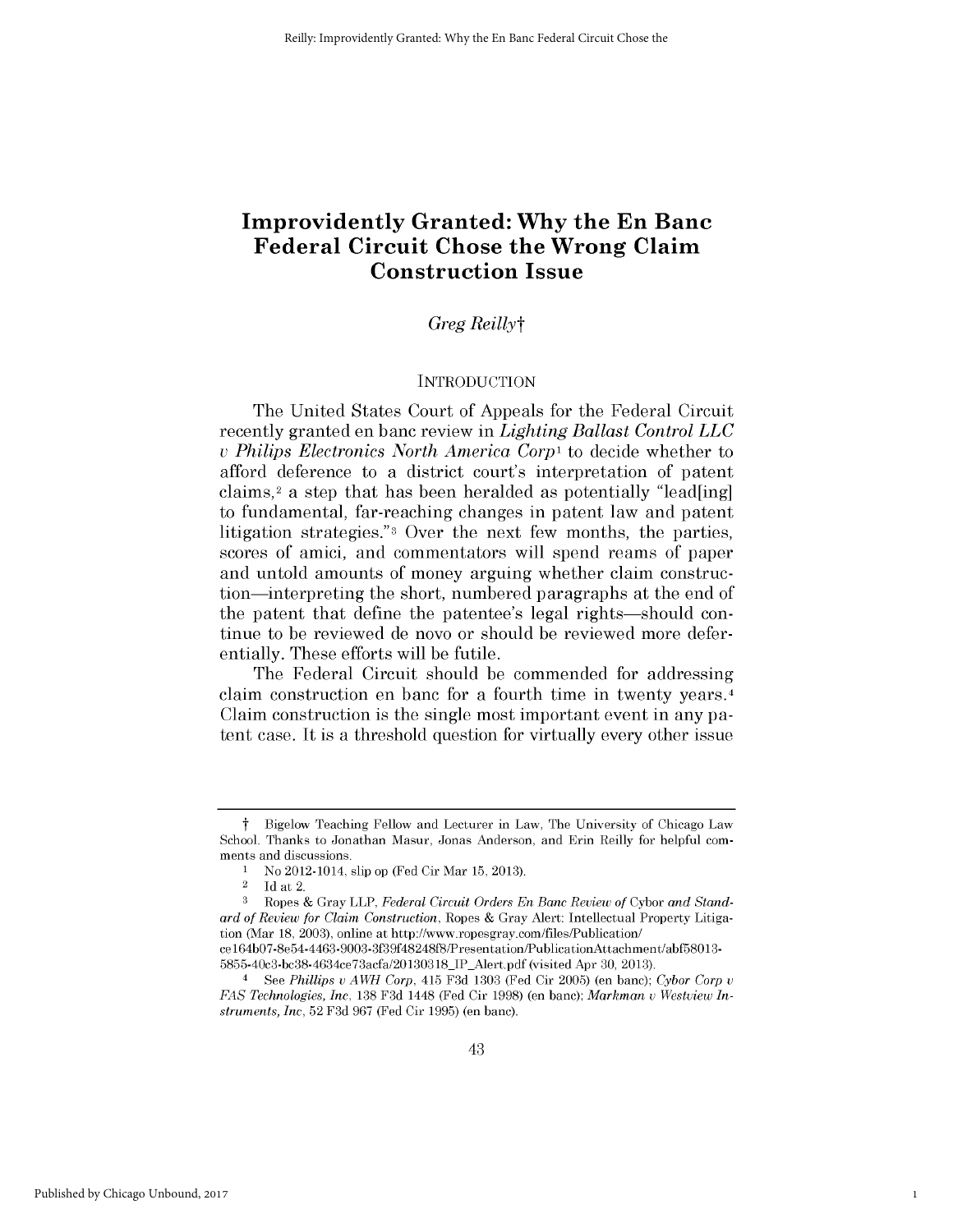# Improvidently Granted: Why the En Banc Federal Circuit Chose the Wrong Claim Construction Issue

*Greg Reilly*†

## INTRODUCTION

The United States Court of Appeals for the Federal Circuit recently granted en banc review in *Lighting Ballast Control LLC v Philips Electronics North America Corp*[1] to decide whether to afford deference to a district court's interpretation of patent claims,[2] a step that has been heralded as potentially "lead[ing] to fundamental, far-reaching changes in patent law and patent litigation strategies."[3] Over the next few months, the parties, scores of amici, and commentators will spend reams of paper and untold amounts of money arguing whether claim construction—interpreting the short, numbered paragraphs at the end of the patent that define the patentee's legal rights—should continue to be reviewed de novo or should be reviewed more deferentially. These efforts will be futile.

The Federal Circuit should be commended for addressing claim construction en banc for a fourth time in twenty years.[4] Claim construction is the single most important event in any patent case. It is a threshold question for virtually every other issue

---

† Bigelow Teaching Fellow and Lecturer in Law, The University of Chicago Law School. Thanks to Jonathan Masur, Jonas Anderson, and Erin Reilly for helpful comments and discussions.

1 No 2012-1014, slip op (Fed Cir Mar 15, 2013).

2 Id at 2.

3 Ropes & Gray LLP, *Federal Circuit Orders En Banc Review of* Cybor *and Standard of Review for Claim Construction*, Ropes & Gray Alert: Intellectual Property Litigation (Mar 18, 2003), online at http://www.ropesgray.com/files/Publication/ce164b07-8e54-4463-9003-3f39f48248f8/Presentation/PublicationAttachment/abf58013-5855-40c3-bc38-4634ce73acfa/20130318_IP_Alert.pdf (visited Apr 30, 2013).

4 See *Phillips v AWH Corp*, 415 F3d 1303 (Fed Cir 2005) (en banc); *Cybor Corp v FAS Technologies, Inc*, 138 F3d 1448 (Fed Cir 1998) (en banc); *Markman v Westview Instruments, Inc*, 52 F3d 967 (Fed Cir 1995) (en banc).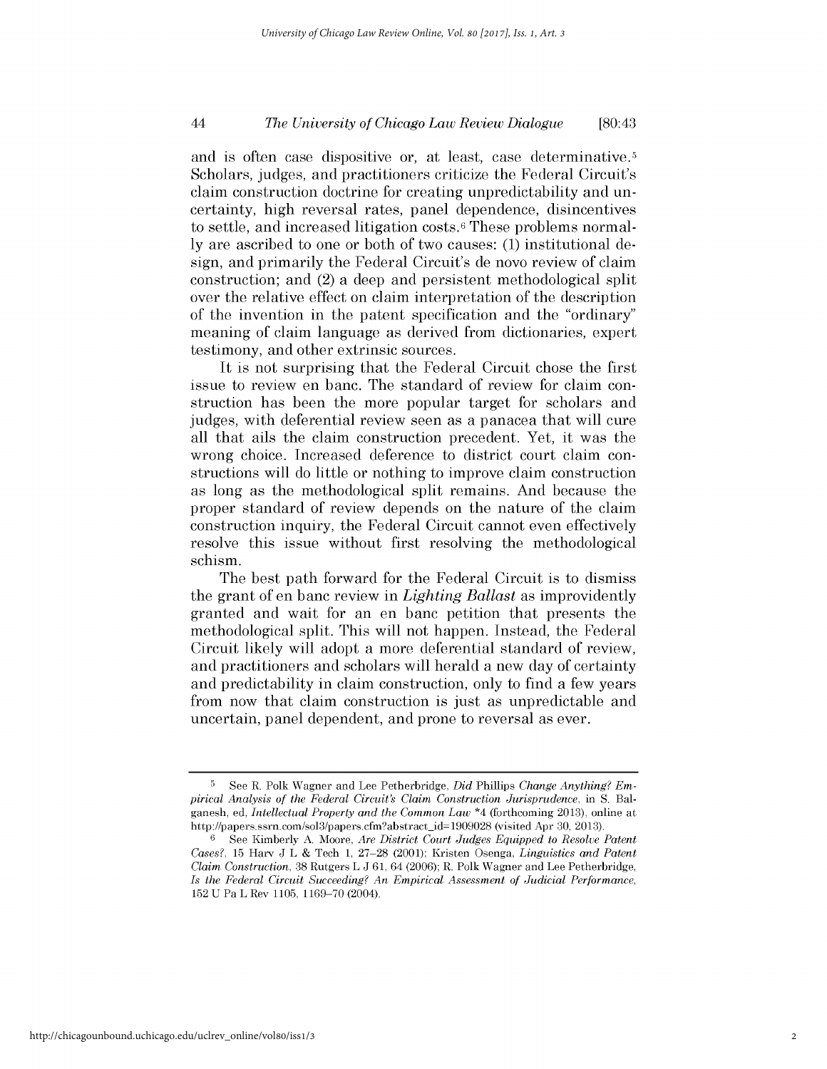and is often case dispositive or, at least, case determinative.[5] Scholars, judges, and practitioners criticize the Federal Circuit's claim construction doctrine for creating unpredictability and uncertainty, high reversal rates, panel dependence, disincentives to settle, and increased litigation costs.[6] These problems normally are ascribed to one or both of two causes: (1) institutional design, and primarily the Federal Circuit's de novo review of claim construction; and (2) a deep and persistent methodological split over the relative effect on claim interpretation of the description of the invention in the patent specification and the "ordinary" meaning of claim language as derived from dictionaries, expert testimony, and other extrinsic sources.

It is not surprising that the Federal Circuit chose the first issue to review en banc. The standard of review for claim construction has been the more popular target for scholars and judges, with deferential review seen as a panacea that will cure all that ails the claim construction precedent. Yet, it was the wrong choice. Increased deference to district court claim constructions will do little or nothing to improve claim construction as long as the methodological split remains. And because the proper standard of review depends on the nature of the claim construction inquiry, the Federal Circuit cannot even effectively resolve this issue without first resolving the methodological schism.

The best path forward for the Federal Circuit is to dismiss the grant of en banc review in *Lighting Ballast* as improvidently granted and wait for an en banc petition that presents the methodological split. This will not happen. Instead, the Federal Circuit likely will adopt a more deferential standard of review, and practitioners and scholars will herald a new day of certainty and predictability in claim construction, only to find a few years from now that claim construction is just as unpredictable and uncertain, panel dependent, and prone to reversal as ever.

---

[5] See R. Polk Wagner and Lee Petherbridge, *Did* Phillips *Change Anything? Empirical Analysis of the Federal Circuit's Claim Construction Jurisprudence*, in S. Balganesh, ed, *Intellectual Property and the Common Law* \*4 (forthcoming 2013), online at http://papers.ssrn.com/sol3/papers.cfm?abstract_id=1909028 (visited Apr 30, 2013).

[6] See Kimberly A. Moore, *Are District Court Judges Equipped to Resolve Patent Cases?*, 15 Harv J L & Tech 1, 27–28 (2001); Kristen Osenga, *Linguistics and Patent Claim Construction*, 38 Rutgers L J 61, 64 (2006); R. Polk Wagner and Lee Petherbridge, *Is the Federal Circuit Succeeding? An Empirical Assessment of Judicial Performance*, 152 U Pa L Rev 1105, 1169–70 (2004).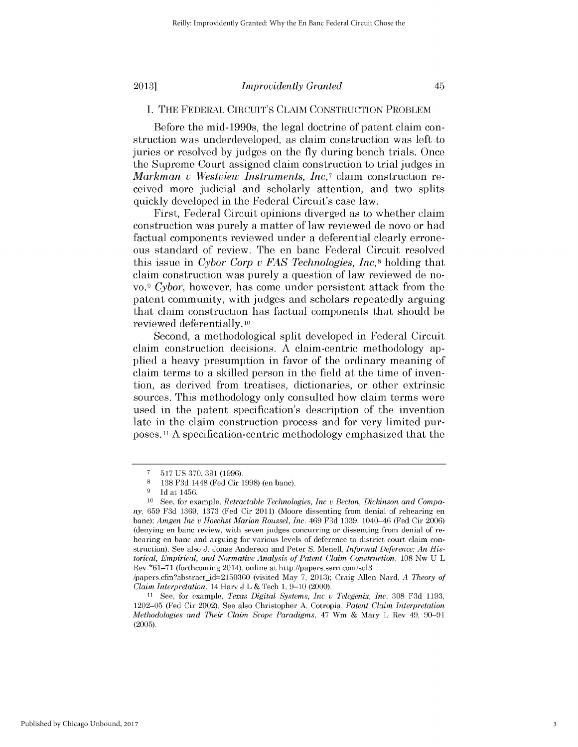## I. THE FEDERAL CIRCUIT'S CLAIM CONSTRUCTION PROBLEM

Before the mid-1990s, the legal doctrine of patent claim construction was underdeveloped, as claim construction was left to juries or resolved by judges on the fly during bench trials. Once the Supreme Court assigned claim construction to trial judges in *Markman v Westview Instruments, Inc*,[7] claim construction received more judicial and scholarly attention, and two splits quickly developed in the Federal Circuit's case law.

First, Federal Circuit opinions diverged as to whether claim construction was purely a matter of law reviewed de novo or had factual components reviewed under a deferential clearly erroneous standard of review. The en banc Federal Circuit resolved this issue in *Cybor Corp v FAS Technologies, Inc*,[8] holding that claim construction was purely a question of law reviewed de novo.[9] *Cybor*, however, has come under persistent attack from the patent community, with judges and scholars repeatedly arguing that claim construction has factual components that should be reviewed deferentially.[10]

Second, a methodological split developed in Federal Circuit claim construction decisions. A claim-centric methodology applied a heavy presumption in favor of the ordinary meaning of claim terms to a skilled person in the field at the time of invention, as derived from treatises, dictionaries, or other extrinsic sources. This methodology only consulted how claim terms were used in the patent specification's description of the invention late in the claim construction process and for very limited purposes.[11] A specification-centric methodology emphasized that the

---

[7] 517 US 370, 391 (1996).

[8] 138 F3d 1448 (Fed Cir 1998) (en banc).

[9] Id at 1456.

[10] See, for example, *Retractable Technologies, Inc v Becton, Dickinson and Company*, 659 F3d 1369, 1373 (Fed Cir 2011) (Moore dissenting from denial of rehearing en banc); *Amgen Inc v Hoechst Marion Roussel, Inc*, 469 F3d 1039, 1040–46 (Fed Cir 2006) (denying en banc review, with seven judges concurring or dissenting from denial of rehearing en banc and arguing for various levels of deference to district court claim construction). See also J. Jonas Anderson and Peter S. Menell, *Informal Deference: An Historical, Empirical, and Normative Analysis of Patent Claim Construction*, 108 Nw U L Rev *61–71 (forthcoming 2014), online at http://papers.ssrn.com/sol3/papers.cfm?abstract_id=2150360 (visited May 7, 2013); Craig Allen Nard, *A Theory of Claim Interpretation*, 14 Harv J L & Tech 1, 9–10 (2000).

[11] See, for example, *Texas Digital Systems, Inc v Telegenix, Inc*, 308 F3d 1193, 1202–05 (Fed Cir 2002). See also Christopher A. Cotropia, *Patent Claim Interpretation Methodologies and Their Claim Scope Paradigms*, 47 Wm & Mary L Rev 49, 90–91 (2005).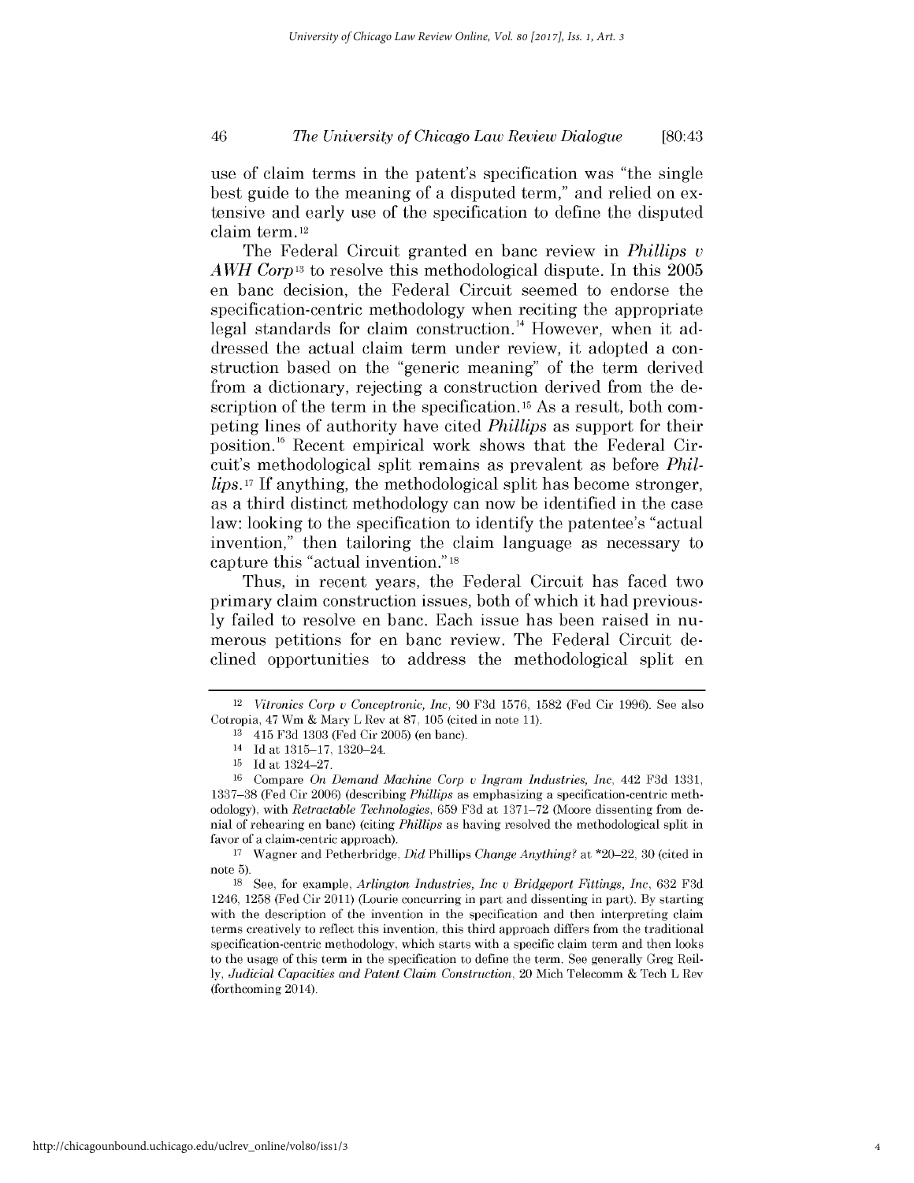use of claim terms in the patent's specification was "the single best guide to the meaning of a disputed term," and relied on extensive and early use of the specification to define the disputed claim term.[12]

The Federal Circuit granted en banc review in *Phillips v AWH Corp*[13] to resolve this methodological dispute. In this 2005 en banc decision, the Federal Circuit seemed to endorse the specification-centric methodology when reciting the appropriate legal standards for claim construction.[14] However, when it addressed the actual claim term under review, it adopted a construction based on the "generic meaning" of the term derived from a dictionary, rejecting a construction derived from the description of the term in the specification.[15] As a result, both competing lines of authority have cited *Phillips* as support for their position.[16] Recent empirical work shows that the Federal Circuit's methodological split remains as prevalent as before *Phillips*.[17] If anything, the methodological split has become stronger, as a third distinct methodology can now be identified in the case law: looking to the specification to identify the patentee's "actual invention," then tailoring the claim language as necessary to capture this "actual invention."[18]

Thus, in recent years, the Federal Circuit has faced two primary claim construction issues, both of which it had previously failed to resolve en banc. Each issue has been raised in numerous petitions for en banc review. The Federal Circuit declined opportunities to address the methodological split en

---

[12] *Vitronics Corp v Conceptronic, Inc*, 90 F3d 1576, 1582 (Fed Cir 1996). See also Cotropia, 47 Wm & Mary L Rev at 87, 105 (cited in note 11).

[13] 415 F3d 1303 (Fed Cir 2005) (en banc).

[14] Id at 1315–17, 1320–24.

[15] Id at 1324–27.

[16] Compare *On Demand Machine Corp v Ingram Industries, Inc*, 442 F3d 1331, 1337–38 (Fed Cir 2006) (describing *Phillips* as emphasizing a specification-centric methodology), with *Retractable Technologies*, 659 F3d at 1371–72 (Moore dissenting from denial of rehearing en banc) (citing *Phillips* as having resolved the methodological split in favor of a claim-centric approach).

[17] Wagner and Petherbridge, *Did* Phillips *Change Anything?* at *20–22, 30 (cited in note 5).

[18] See, for example, *Arlington Industries, Inc v Bridgeport Fittings, Inc*, 632 F3d 1246, 1258 (Fed Cir 2011) (Lourie concurring in part and dissenting in part). By starting with the description of the invention in the specification and then interpreting claim terms creatively to reflect this invention, this third approach differs from the traditional specification-centric methodology, which starts with a specific claim term and then looks to the usage of this term in the specification to define the term. See generally Greg Reilly, *Judicial Capacities and Patent Claim Construction*, 20 Mich Telecomm & Tech L Rev (forthcoming 2014).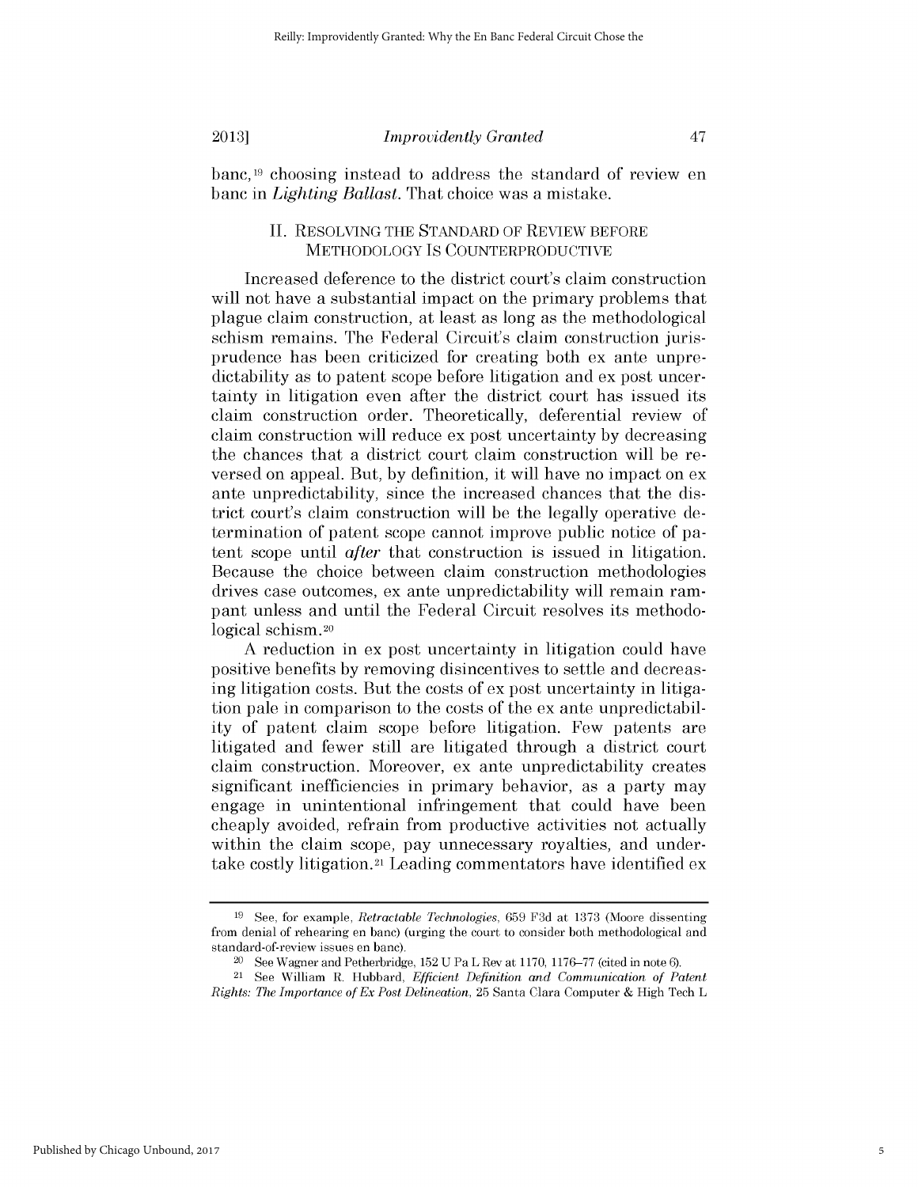banc,[19] choosing instead to address the standard of review en banc in *Lighting Ballast*. That choice was a mistake.

## II. RESOLVING THE STANDARD OF REVIEW BEFORE METHODOLOGY IS COUNTERPRODUCTIVE

Increased deference to the district court's claim construction will not have a substantial impact on the primary problems that plague claim construction, at least as long as the methodological schism remains. The Federal Circuit's claim construction jurisprudence has been criticized for creating both ex ante unpredictability as to patent scope before litigation and ex post uncertainty in litigation even after the district court has issued its claim construction order. Theoretically, deferential review of claim construction will reduce ex post uncertainty by decreasing the chances that a district court claim construction will be reversed on appeal. But, by definition, it will have no impact on ex ante unpredictability, since the increased chances that the district court's claim construction will be the legally operative determination of patent scope cannot improve public notice of patent scope until *after* that construction is issued in litigation. Because the choice between claim construction methodologies drives case outcomes, ex ante unpredictability will remain rampant unless and until the Federal Circuit resolves its methodological schism.[20]

A reduction in ex post uncertainty in litigation could have positive benefits by removing disincentives to settle and decreasing litigation costs. But the costs of ex post uncertainty in litigation pale in comparison to the costs of the ex ante unpredictability of patent claim scope before litigation. Few patents are litigated and fewer still are litigated through a district court claim construction. Moreover, ex ante unpredictability creates significant inefficiencies in primary behavior, as a party may engage in unintentional infringement that could have been cheaply avoided, refrain from productive activities not actually within the claim scope, pay unnecessary royalties, and undertake costly litigation.[21] Leading commentators have identified ex

---

[19] See, for example, *Retractable Technologies*, 659 F3d at 1373 (Moore dissenting from denial of rehearing en banc) (urging the court to consider both methodological and standard-of-review issues en banc).

[20] See Wagner and Petherbridge, 152 U Pa L Rev at 1170, 1176–77 (cited in note 6).

[21] See William R. Hubbard, *Efficient Definition and Communication of Patent Rights: The Importance of Ex Post Delineation*, 25 Santa Clara Computer & High Tech L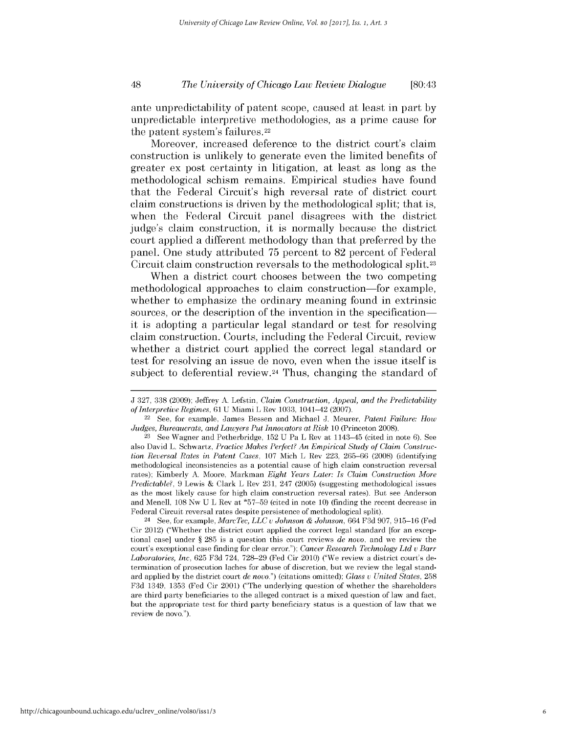ante unpredictability of patent scope, caused at least in part by unpredictable interpretive methodologies, as a prime cause for the patent system's failures.[22]

Moreover, increased deference to the district court's claim construction is unlikely to generate even the limited benefits of greater ex post certainty in litigation, at least as long as the methodological schism remains. Empirical studies have found that the Federal Circuit's high reversal rate of district court claim constructions is driven by the methodological split; that is, when the Federal Circuit panel disagrees with the district judge's claim construction, it is normally because the district court applied a different methodology than that preferred by the panel. One study attributed 75 percent to 82 percent of Federal Circuit claim construction reversals to the methodological split.[23]

When a district court chooses between the two competing methodological approaches to claim construction—for example, whether to emphasize the ordinary meaning found in extrinsic sources, or the description of the invention in the specification—it is adopting a particular legal standard or test for resolving claim construction. Courts, including the Federal Circuit, review whether a district court applied the correct legal standard or test for resolving an issue de novo, even when the issue itself is subject to deferential review.[24] Thus, changing the standard of

---

J 327, 338 (2009); Jeffrey A. Lefstin, *Claim Construction, Appeal, and the Predictability of Interpretive Regimes*, 61 U Miami L Rev 1033, 1041–42 (2007).

[22] See, for example, James Bessen and Michael J. Meurer, *Patent Failure: How Judges, Bureaucrats, and Lawyers Put Innovators at Risk* 10 (Princeton 2008).

[23] See Wagner and Petherbridge, 152 U Pa L Rev at 1143–45 (cited in note 6). See also David L. Schwartz, *Practice Makes Perfect? An Empirical Study of Claim Construction Reversal Rates in Patent Cases*, 107 Mich L Rev 223, 265–66 (2008) (identifying methodological inconsistencies as a potential cause of high claim construction reversal rates); Kimberly A. Moore, *Markman Eight Years Later: Is Claim Construction More Predictable?*, 9 Lewis & Clark L Rev 231, 247 (2005) (suggesting methodological issues as the most likely cause for high claim construction reversal rates). But see Anderson and Menell, 108 Nw U L Rev at *57–59 (cited in note 10) (finding the recent decrease in Federal Circuit reversal rates despite persistence of methodological split).

[24] See, for example, *MarcTec, LLC v Johnson & Johnson*, 664 F3d 907, 915–16 (Fed Cir 2012) ("Whether the district court applied the correct legal standard [for an exceptional case] under § 285 is a question this court reviews *de novo*, and we review the court's exceptional case finding for clear error."); *Cancer Research Technology Ltd v Barr Laboratories, Inc*, 625 F3d 724, 728–29 (Fed Cir 2010) ("We review a district court's determination of prosecution laches for abuse of discretion, but we review the legal standard applied by the district court *de novo*.") (citations omitted); *Glass v United States*, 258 F3d 1349, 1353 (Fed Cir 2001) ("The underlying question of whether the shareholders are third party beneficiaries to the alleged contract is a mixed question of law and fact, but the appropriate test for third party beneficiary status is a question of law that we review de novo.").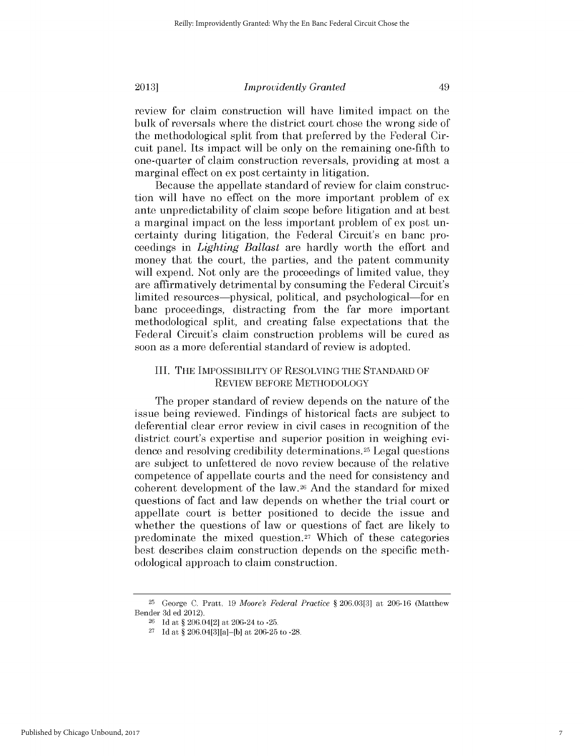review for claim construction will have limited impact on the bulk of reversals where the district court chose the wrong side of the methodological split from that preferred by the Federal Circuit panel. Its impact will be only on the remaining one-fifth to one-quarter of claim construction reversals, providing at most a marginal effect on ex post certainty in litigation.

Because the appellate standard of review for claim construction will have no effect on the more important problem of ex ante unpredictability of claim scope before litigation and at best a marginal impact on the less important problem of ex post uncertainty during litigation, the Federal Circuit's en banc proceedings in *Lighting Ballast* are hardly worth the effort and money that the court, the parties, and the patent community will expend. Not only are the proceedings of limited value, they are affirmatively detrimental by consuming the Federal Circuit's limited resources—physical, political, and psychological—for en banc proceedings, distracting from the far more important methodological split, and creating false expectations that the Federal Circuit's claim construction problems will be cured as soon as a more deferential standard of review is adopted.

## III. THE IMPOSSIBILITY OF RESOLVING THE STANDARD OF REVIEW BEFORE METHODOLOGY

The proper standard of review depends on the nature of the issue being reviewed. Findings of historical facts are subject to deferential clear error review in civil cases in recognition of the district court's expertise and superior position in weighing evidence and resolving credibility determinations.[25] Legal questions are subject to unfettered de novo review because of the relative competence of appellate courts and the need for consistency and coherent development of the law.[26] And the standard for mixed questions of fact and law depends on whether the trial court or appellate court is better positioned to decide the issue and whether the questions of law or questions of fact are likely to predominate the mixed question.[27] Which of these categories best describes claim construction depends on the specific methodological approach to claim construction.

---

[25] George C. Pratt, 19 *Moore's Federal Practice* § 206.03[3] at 206-16 (Matthew Bender 3d ed 2012).

[26] Id at § 206.04[2] at 206-24 to -25.

[27] Id at § 206.04[3][a]–[b] at 206-25 to -28.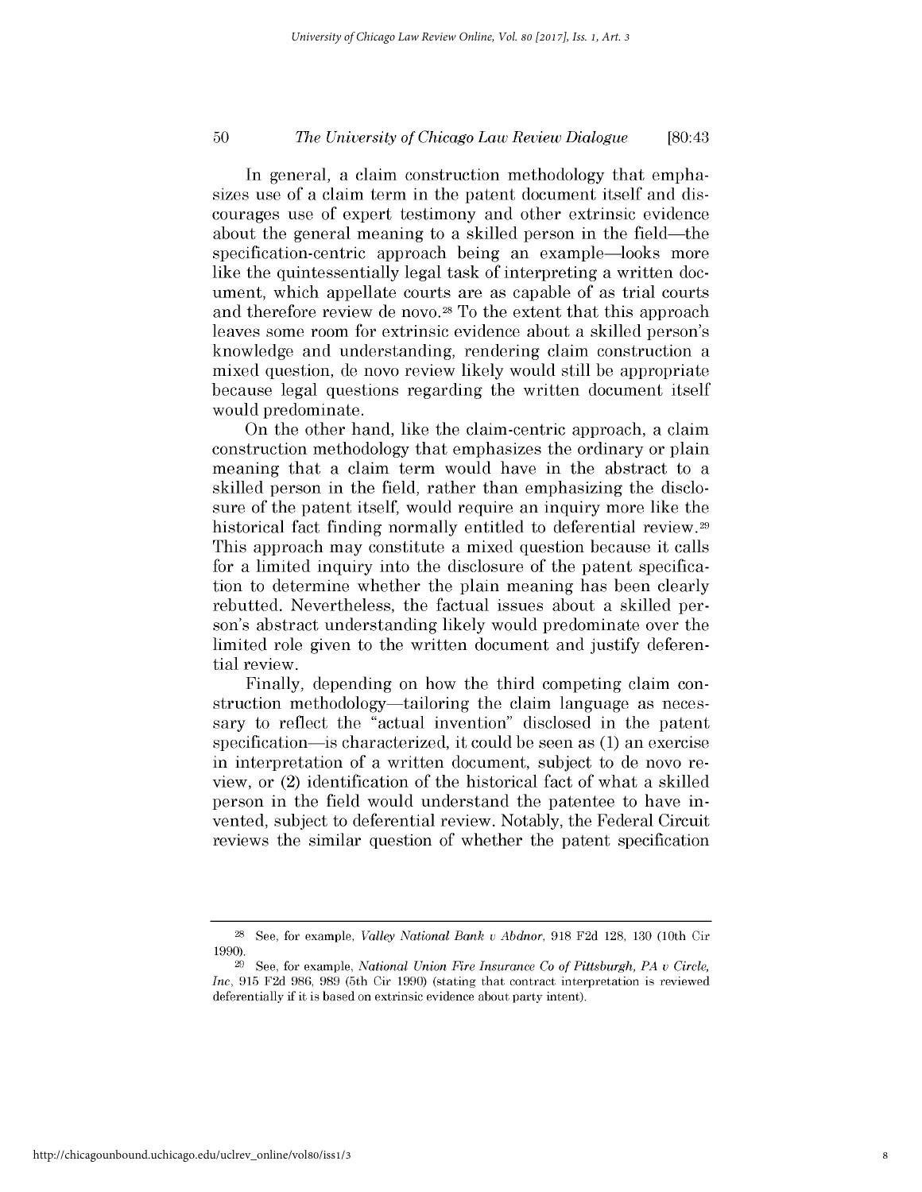In general, a claim construction methodology that emphasizes use of a claim term in the patent document itself and discourages use of expert testimony and other extrinsic evidence about the general meaning to a skilled person in the field—the specification-centric approach being an example—looks more like the quintessentially legal task of interpreting a written document, which appellate courts are as capable of as trial courts and therefore review de novo.[28] To the extent that this approach leaves some room for extrinsic evidence about a skilled person's knowledge and understanding, rendering claim construction a mixed question, de novo review likely would still be appropriate because legal questions regarding the written document itself would predominate.

On the other hand, like the claim-centric approach, a claim construction methodology that emphasizes the ordinary or plain meaning that a claim term would have in the abstract to a skilled person in the field, rather than emphasizing the disclosure of the patent itself, would require an inquiry more like the historical fact finding normally entitled to deferential review.[29] This approach may constitute a mixed question because it calls for a limited inquiry into the disclosure of the patent specification to determine whether the plain meaning has been clearly rebutted. Nevertheless, the factual issues about a skilled person's abstract understanding likely would predominate over the limited role given to the written document and justify deferential review.

Finally, depending on how the third competing claim construction methodology—tailoring the claim language as necessary to reflect the "actual invention" disclosed in the patent specification—is characterized, it could be seen as (1) an exercise in interpretation of a written document, subject to de novo review, or (2) identification of the historical fact of what a skilled person in the field would understand the patentee to have invented, subject to deferential review. Notably, the Federal Circuit reviews the similar question of whether the patent specification

---

[28] See, for example, *Valley National Bank v Abdnor*, 918 F2d 128, 130 (10th Cir 1990).

[29] See, for example, *National Union Fire Insurance Co of Pittsburgh, PA v Circle, Inc*, 915 F2d 986, 989 (5th Cir 1990) (stating that contract interpretation is reviewed deferentially if it is based on extrinsic evidence about party intent).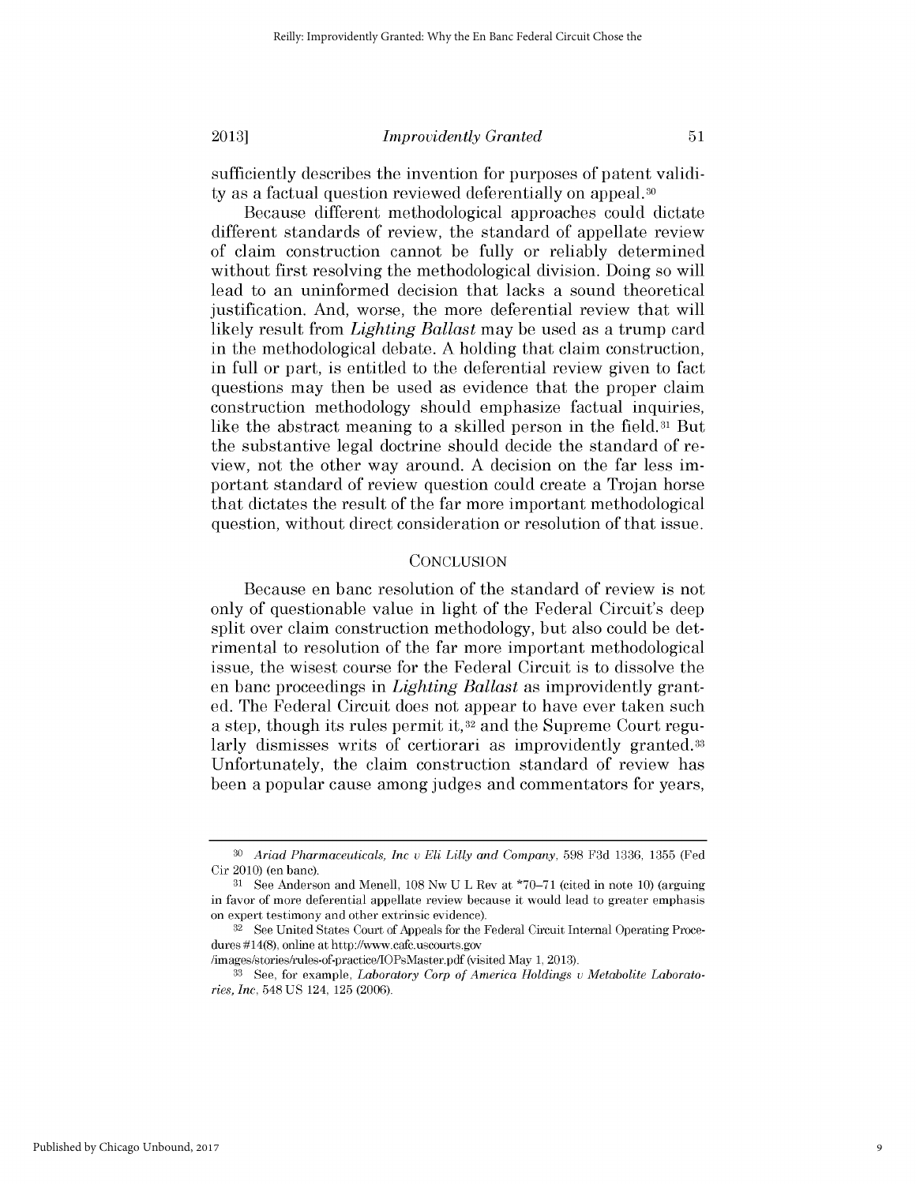sufficiently describes the invention for purposes of patent validity as a factual question reviewed deferentially on appeal.[30]

Because different methodological approaches could dictate different standards of review, the standard of appellate review of claim construction cannot be fully or reliably determined without first resolving the methodological division. Doing so will lead to an uninformed decision that lacks a sound theoretical justification. And, worse, the more deferential review that will likely result from *Lighting Ballast* may be used as a trump card in the methodological debate. A holding that claim construction, in full or part, is entitled to the deferential review given to fact questions may then be used as evidence that the proper claim construction methodology should emphasize factual inquiries, like the abstract meaning to a skilled person in the field.[31] But the substantive legal doctrine should decide the standard of review, not the other way around. A decision on the far less important standard of review question could create a Trojan horse that dictates the result of the far more important methodological question, without direct consideration or resolution of that issue.

## CONCLUSION

Because en banc resolution of the standard of review is not only of questionable value in light of the Federal Circuit's deep split over claim construction methodology, but also could be detrimental to resolution of the far more important methodological issue, the wisest course for the Federal Circuit is to dissolve the en banc proceedings in *Lighting Ballast* as improvidently granted. The Federal Circuit does not appear to have ever taken such a step, though its rules permit it,[32] and the Supreme Court regularly dismisses writs of certiorari as improvidently granted.[33] Unfortunately, the claim construction standard of review has been a popular cause among judges and commentators for years,

---

[30] *Ariad Pharmaceuticals, Inc v Eli Lilly and Company*, 598 F3d 1336, 1355 (Fed Cir 2010) (en banc).

[31] See Anderson and Menell, 108 Nw U L Rev at *70–71 (cited in note 10) (arguing in favor of more deferential appellate review because it would lead to greater emphasis on expert testimony and other extrinsic evidence).

[32] See United States Court of Appeals for the Federal Circuit Internal Operating Procedures #14(8), online at http://www.cafc.uscourts.gov/images/stories/rules-of-practice/IOPsMaster.pdf (visited May 1, 2013).

[33] See, for example, *Laboratory Corp of America Holdings v Metabolite Laboratories, Inc*, 548 US 124, 125 (2006).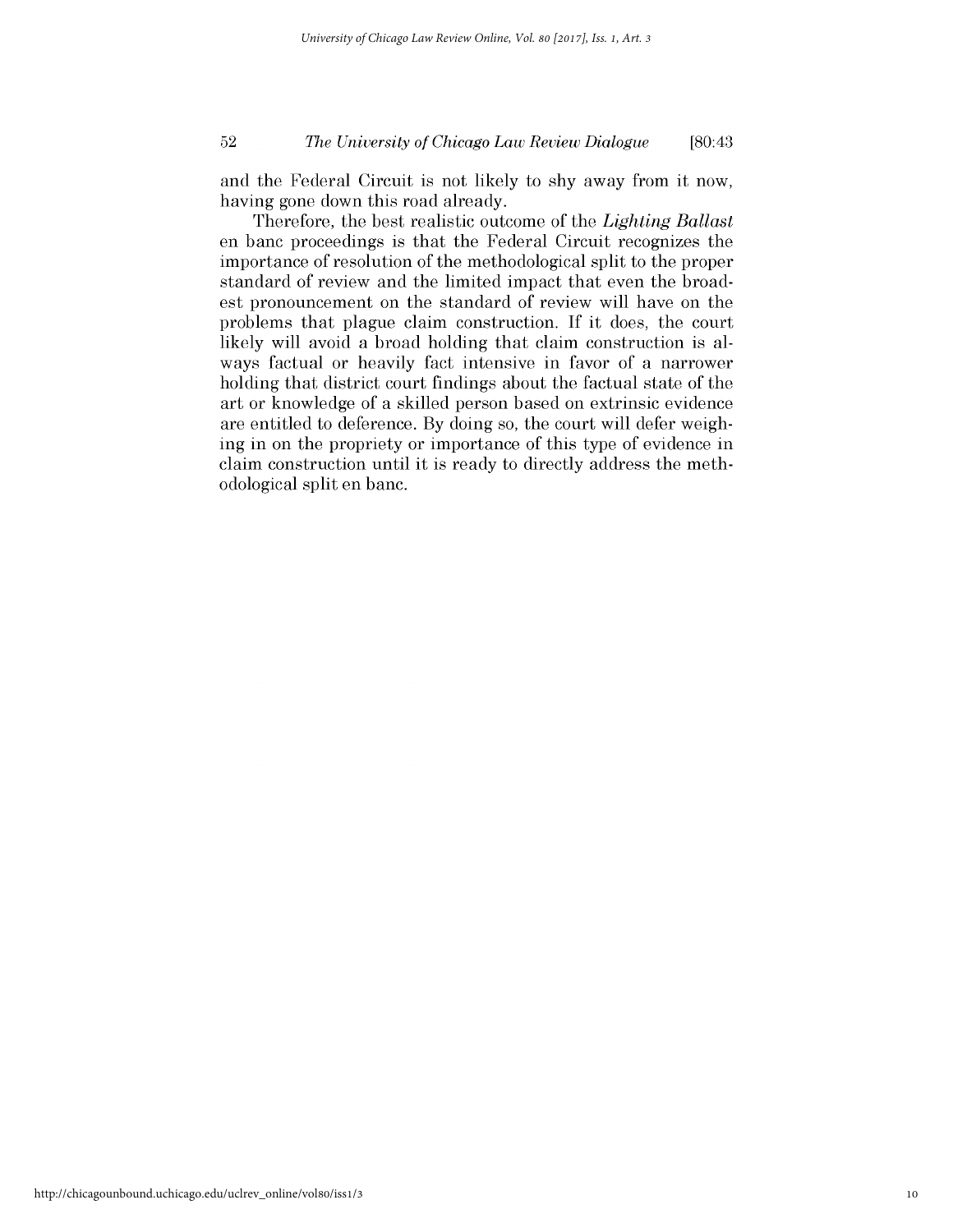and the Federal Circuit is not likely to shy away from it now, having gone down this road already.

Therefore, the best realistic outcome of the *Lighting Ballast* en banc proceedings is that the Federal Circuit recognizes the importance of resolution of the methodological split to the proper standard of review and the limited impact that even the broadest pronouncement on the standard of review will have on the problems that plague claim construction. If it does, the court likely will avoid a broad holding that claim construction is always factual or heavily fact intensive in favor of a narrower holding that district court findings about the factual state of the art or knowledge of a skilled person based on extrinsic evidence are entitled to deference. By doing so, the court will defer weighing in on the propriety or importance of this type of evidence in claim construction until it is ready to directly address the methodological split en banc.